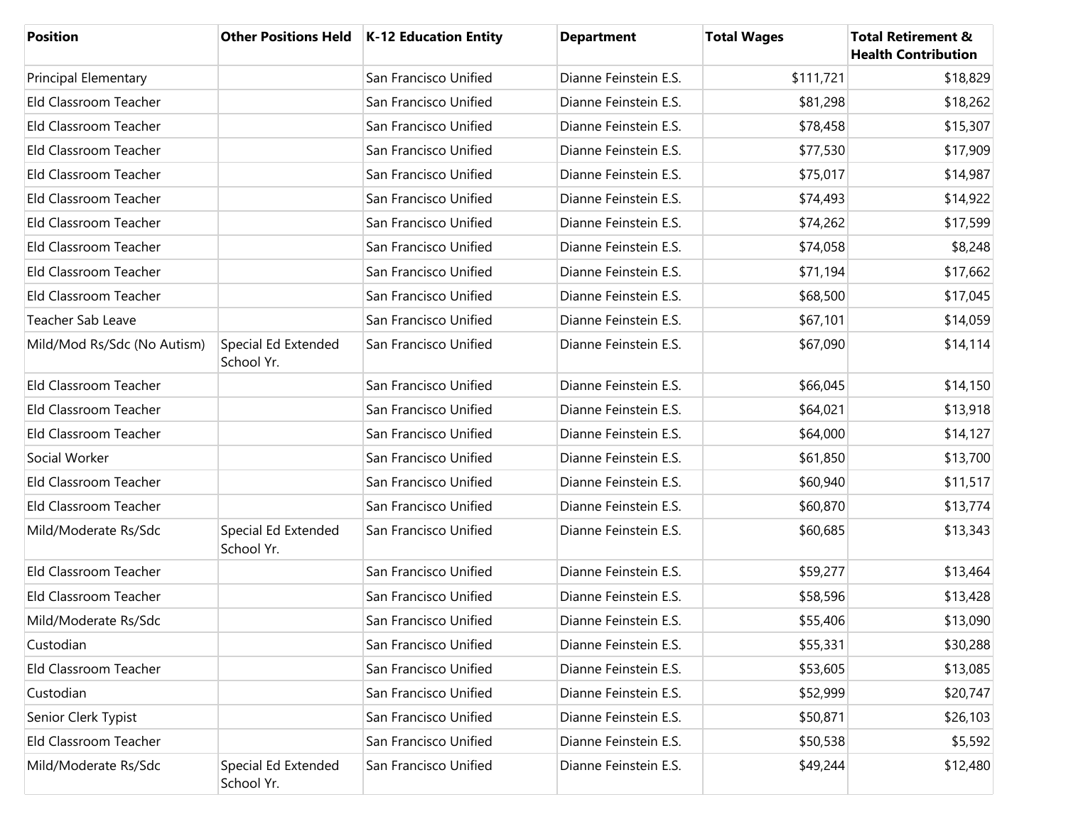| Position | Other Positions Held | K-12 Education Entity | Department | Total Wages | Total Retirement & Health Contribution |
|---|---|---|---|---|---|
| Principal Elementary | | San Francisco Unified | Dianne Feinstein E.S. | $111,721 | $18,829 |
| Eld Classroom Teacher | | San Francisco Unified | Dianne Feinstein E.S. | $81,298 | $18,262 |
| Eld Classroom Teacher | | San Francisco Unified | Dianne Feinstein E.S. | $78,458 | $15,307 |
| Eld Classroom Teacher | | San Francisco Unified | Dianne Feinstein E.S. | $77,530 | $17,909 |
| Eld Classroom Teacher | | San Francisco Unified | Dianne Feinstein E.S. | $75,017 | $14,987 |
| Eld Classroom Teacher | | San Francisco Unified | Dianne Feinstein E.S. | $74,493 | $14,922 |
| Eld Classroom Teacher | | San Francisco Unified | Dianne Feinstein E.S. | $74,262 | $17,599 |
| Eld Classroom Teacher | | San Francisco Unified | Dianne Feinstein E.S. | $74,058 | $8,248 |
| Eld Classroom Teacher | | San Francisco Unified | Dianne Feinstein E.S. | $71,194 | $17,662 |
| Eld Classroom Teacher | | San Francisco Unified | Dianne Feinstein E.S. | $68,500 | $17,045 |
| Teacher Sab Leave | | San Francisco Unified | Dianne Feinstein E.S. | $67,101 | $14,059 |
| Mild/Mod Rs/Sdc (No Autism) | Special Ed Extended School Yr. | San Francisco Unified | Dianne Feinstein E.S. | $67,090 | $14,114 |
| Eld Classroom Teacher | | San Francisco Unified | Dianne Feinstein E.S. | $66,045 | $14,150 |
| Eld Classroom Teacher | | San Francisco Unified | Dianne Feinstein E.S. | $64,021 | $13,918 |
| Eld Classroom Teacher | | San Francisco Unified | Dianne Feinstein E.S. | $64,000 | $14,127 |
| Social Worker | | San Francisco Unified | Dianne Feinstein E.S. | $61,850 | $13,700 |
| Eld Classroom Teacher | | San Francisco Unified | Dianne Feinstein E.S. | $60,940 | $11,517 |
| Eld Classroom Teacher | | San Francisco Unified | Dianne Feinstein E.S. | $60,870 | $13,774 |
| Mild/Moderate Rs/Sdc | Special Ed Extended School Yr. | San Francisco Unified | Dianne Feinstein E.S. | $60,685 | $13,343 |
| Eld Classroom Teacher | | San Francisco Unified | Dianne Feinstein E.S. | $59,277 | $13,464 |
| Eld Classroom Teacher | | San Francisco Unified | Dianne Feinstein E.S. | $58,596 | $13,428 |
| Mild/Moderate Rs/Sdc | | San Francisco Unified | Dianne Feinstein E.S. | $55,406 | $13,090 |
| Custodian | | San Francisco Unified | Dianne Feinstein E.S. | $55,331 | $30,288 |
| Eld Classroom Teacher | | San Francisco Unified | Dianne Feinstein E.S. | $53,605 | $13,085 |
| Custodian | | San Francisco Unified | Dianne Feinstein E.S. | $52,999 | $20,747 |
| Senior Clerk Typist | | San Francisco Unified | Dianne Feinstein E.S. | $50,871 | $26,103 |
| Eld Classroom Teacher | | San Francisco Unified | Dianne Feinstein E.S. | $50,538 | $5,592 |
| Mild/Moderate Rs/Sdc | Special Ed Extended School Yr. | San Francisco Unified | Dianne Feinstein E.S. | $49,244 | $12,480 |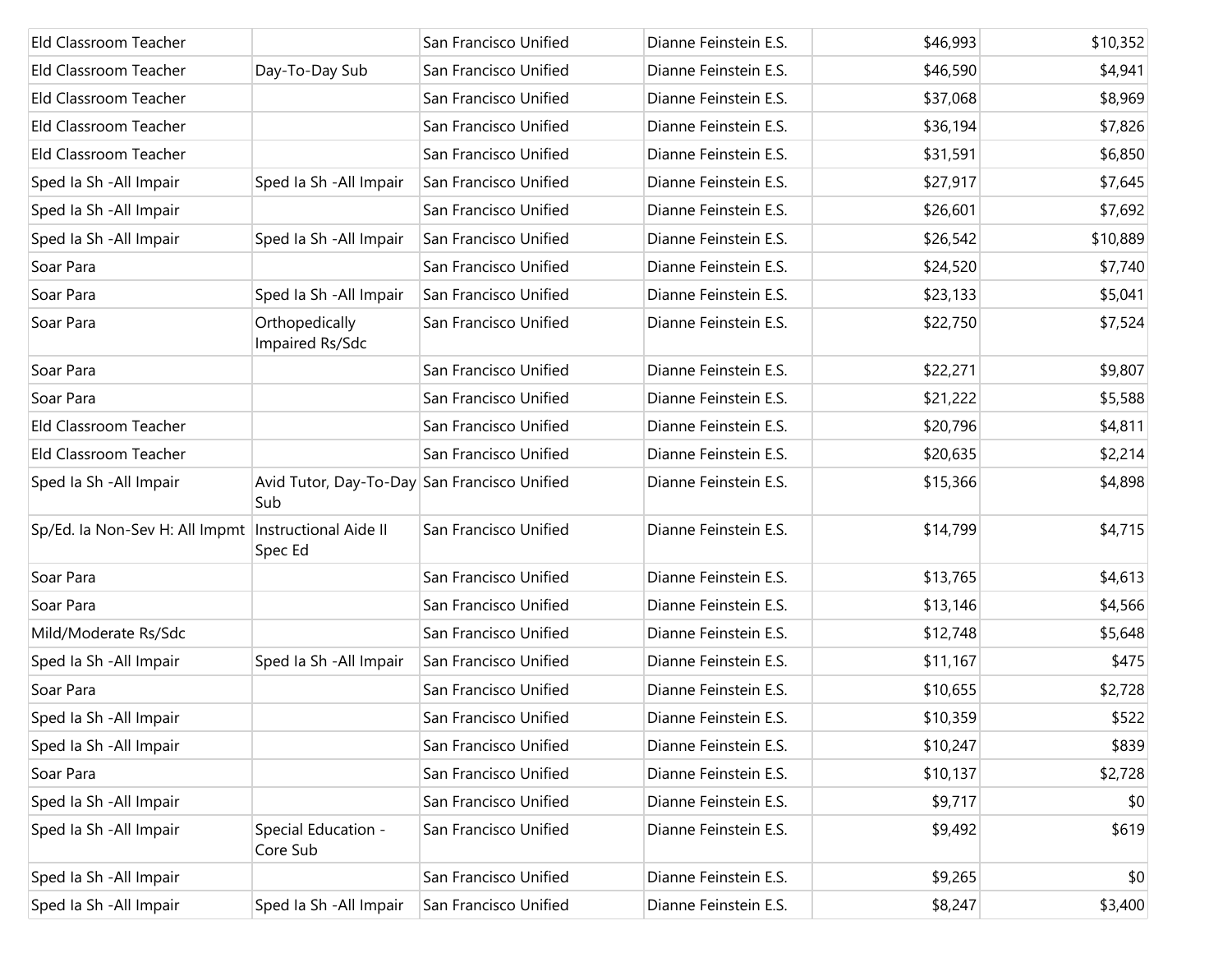| | | | | | |
|---|---|---|---|---|---|
| Eld Classroom Teacher | | San Francisco Unified | Dianne Feinstein E.S. | $46,993 | $10,352 |
| Eld Classroom Teacher | Day-To-Day Sub | San Francisco Unified | Dianne Feinstein E.S. | $46,590 | $4,941 |
| Eld Classroom Teacher | | San Francisco Unified | Dianne Feinstein E.S. | $37,068 | $8,969 |
| Eld Classroom Teacher | | San Francisco Unified | Dianne Feinstein E.S. | $36,194 | $7,826 |
| Eld Classroom Teacher | | San Francisco Unified | Dianne Feinstein E.S. | $31,591 | $6,850 |
| Sped Ia Sh -All Impair | Sped Ia Sh -All Impair | San Francisco Unified | Dianne Feinstein E.S. | $27,917 | $7,645 |
| Sped Ia Sh -All Impair | | San Francisco Unified | Dianne Feinstein E.S. | $26,601 | $7,692 |
| Sped Ia Sh -All Impair | Sped Ia Sh -All Impair | San Francisco Unified | Dianne Feinstein E.S. | $26,542 | $10,889 |
| Soar Para | | San Francisco Unified | Dianne Feinstein E.S. | $24,520 | $7,740 |
| Soar Para | Sped Ia Sh -All Impair | San Francisco Unified | Dianne Feinstein E.S. | $23,133 | $5,041 |
| Soar Para | Orthopedically Impaired Rs/Sdc | San Francisco Unified | Dianne Feinstein E.S. | $22,750 | $7,524 |
| Soar Para | | San Francisco Unified | Dianne Feinstein E.S. | $22,271 | $9,807 |
| Soar Para | | San Francisco Unified | Dianne Feinstein E.S. | $21,222 | $5,588 |
| Eld Classroom Teacher | | San Francisco Unified | Dianne Feinstein E.S. | $20,796 | $4,811 |
| Eld Classroom Teacher | | San Francisco Unified | Dianne Feinstein E.S. | $20,635 | $2,214 |
| Sped Ia Sh -All Impair | Avid Tutor, Day-To-Day Sub | San Francisco Unified | Dianne Feinstein E.S. | $15,366 | $4,898 |
| Sp/Ed. Ia Non-Sev H: All Impmt | Instructional Aide II Spec Ed | San Francisco Unified | Dianne Feinstein E.S. | $14,799 | $4,715 |
| Soar Para | | San Francisco Unified | Dianne Feinstein E.S. | $13,765 | $4,613 |
| Soar Para | | San Francisco Unified | Dianne Feinstein E.S. | $13,146 | $4,566 |
| Mild/Moderate Rs/Sdc | | San Francisco Unified | Dianne Feinstein E.S. | $12,748 | $5,648 |
| Sped Ia Sh -All Impair | Sped Ia Sh -All Impair | San Francisco Unified | Dianne Feinstein E.S. | $11,167 | $475 |
| Soar Para | | San Francisco Unified | Dianne Feinstein E.S. | $10,655 | $2,728 |
| Sped Ia Sh -All Impair | | San Francisco Unified | Dianne Feinstein E.S. | $10,359 | $522 |
| Sped Ia Sh -All Impair | | San Francisco Unified | Dianne Feinstein E.S. | $10,247 | $839 |
| Soar Para | | San Francisco Unified | Dianne Feinstein E.S. | $10,137 | $2,728 |
| Sped Ia Sh -All Impair | | San Francisco Unified | Dianne Feinstein E.S. | $9,717 | $0 |
| Sped Ia Sh -All Impair | Special Education - Core Sub | San Francisco Unified | Dianne Feinstein E.S. | $9,492 | $619 |
| Sped Ia Sh -All Impair | | San Francisco Unified | Dianne Feinstein E.S. | $9,265 | $0 |
| Sped Ia Sh -All Impair | Sped Ia Sh -All Impair | San Francisco Unified | Dianne Feinstein E.S. | $8,247 | $3,400 |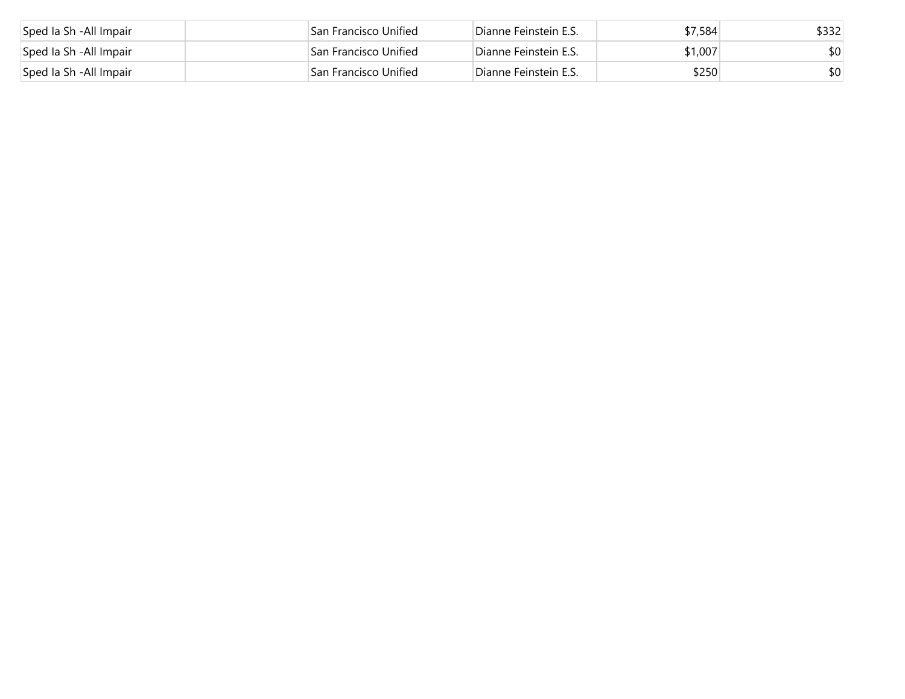| | | | | | |
|---|---|---|---|---|---|
| Sped Ia Sh -All Impair | | San Francisco Unified | Dianne Feinstein E.S. | $7,584 | $332 |
| Sped Ia Sh -All Impair | | San Francisco Unified | Dianne Feinstein E.S. | $1,007 | $0 |
| Sped Ia Sh -All Impair | | San Francisco Unified | Dianne Feinstein E.S. | $250 | $0 |